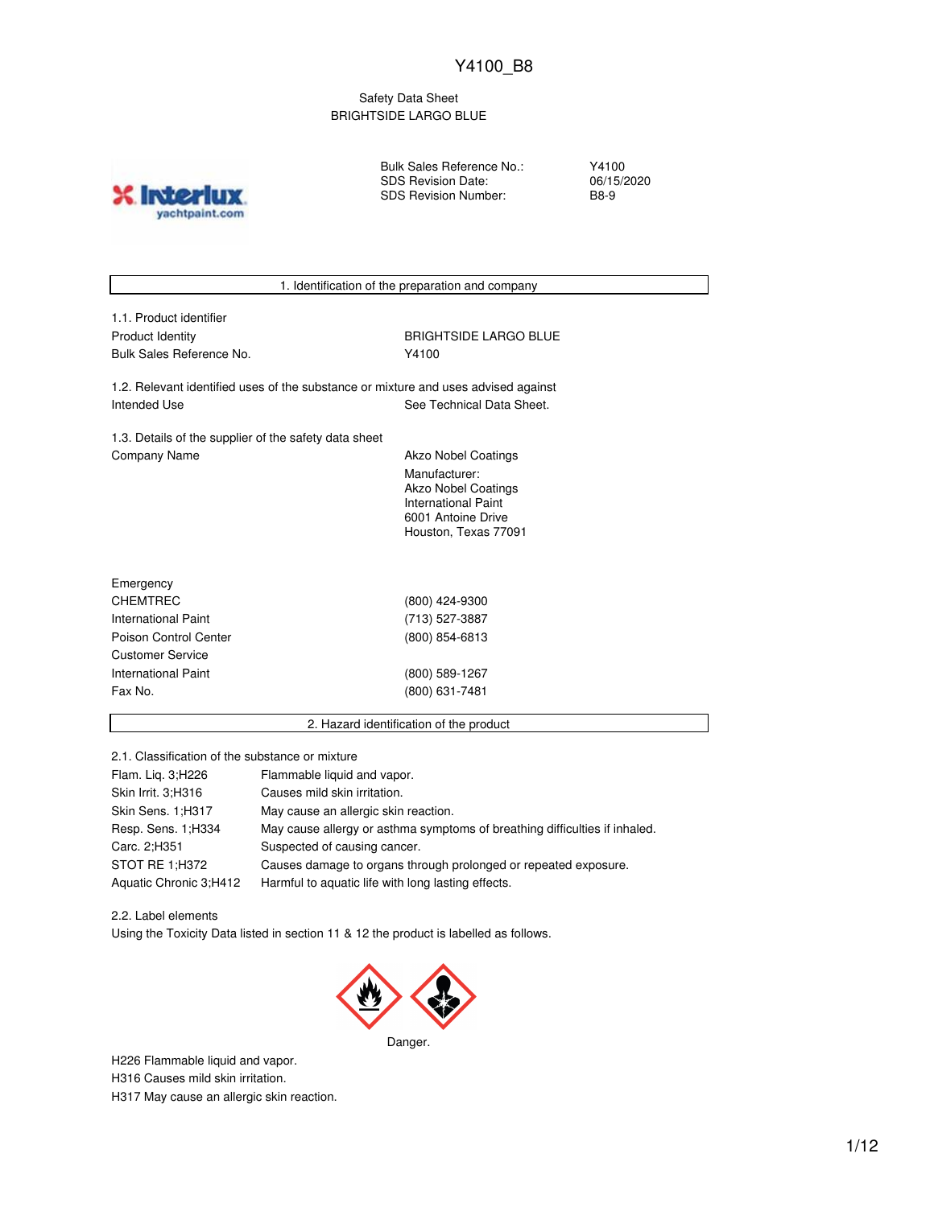Y4100_B8

Safety Data Sheet
BRIGHTSIDE LARGO BLUE

| | |
|---|---|
| Bulk Sales Reference No.: | Y4100 |
| SDS Revision Date: | 06/15/2020 |
| SDS Revision Number: | B8-9 |

## 1. Identification of the preparation and company

1.1. Product identifier

| | |
|---|---|
| Product Identity | BRIGHTSIDE LARGO BLUE |
| Bulk Sales Reference No. | Y4100 |

1.2. Relevant identified uses of the substance or mixture and uses advised against

| | |
|---|---|
| Intended Use | See Technical Data Sheet. |

1.3. Details of the supplier of the safety data sheet

Company Name: Akzo Nobel Coatings

Manufacturer:
Akzo Nobel Coatings
International Paint
6001 Antoine Drive
Houston, Texas 77091

Emergency

| | |
|---|---|
| CHEMTREC | (800) 424-9300 |
| International Paint | (713) 527-3887 |
| Poison Control Center | (800) 854-6813 |

Customer Service

| | |
|---|---|
| International Paint | (800) 589-1267 |
| Fax No. | (800) 631-7481 |

## 2. Hazard identification of the product

2.1. Classification of the substance or mixture

| | |
|---|---|
| Flam. Liq. 3;H226 | Flammable liquid and vapor. |
| Skin Irrit. 3;H316 | Causes mild skin irritation. |
| Skin Sens. 1;H317 | May cause an allergic skin reaction. |
| Resp. Sens. 1;H334 | May cause allergy or asthma symptoms of breathing difficulties if inhaled. |
| Carc. 2;H351 | Suspected of causing cancer. |
| STOT RE 1;H372 | Causes damage to organs through prolonged or repeated exposure. |
| Aquatic Chronic 3;H412 | Harmful to aquatic life with long lasting effects. |

2.2. Label elements

Using the Toxicity Data listed in section 11 & 12 the product is labelled as follows.

Danger.

H226 Flammable liquid and vapor.
H316 Causes mild skin irritation.
H317 May cause an allergic skin reaction.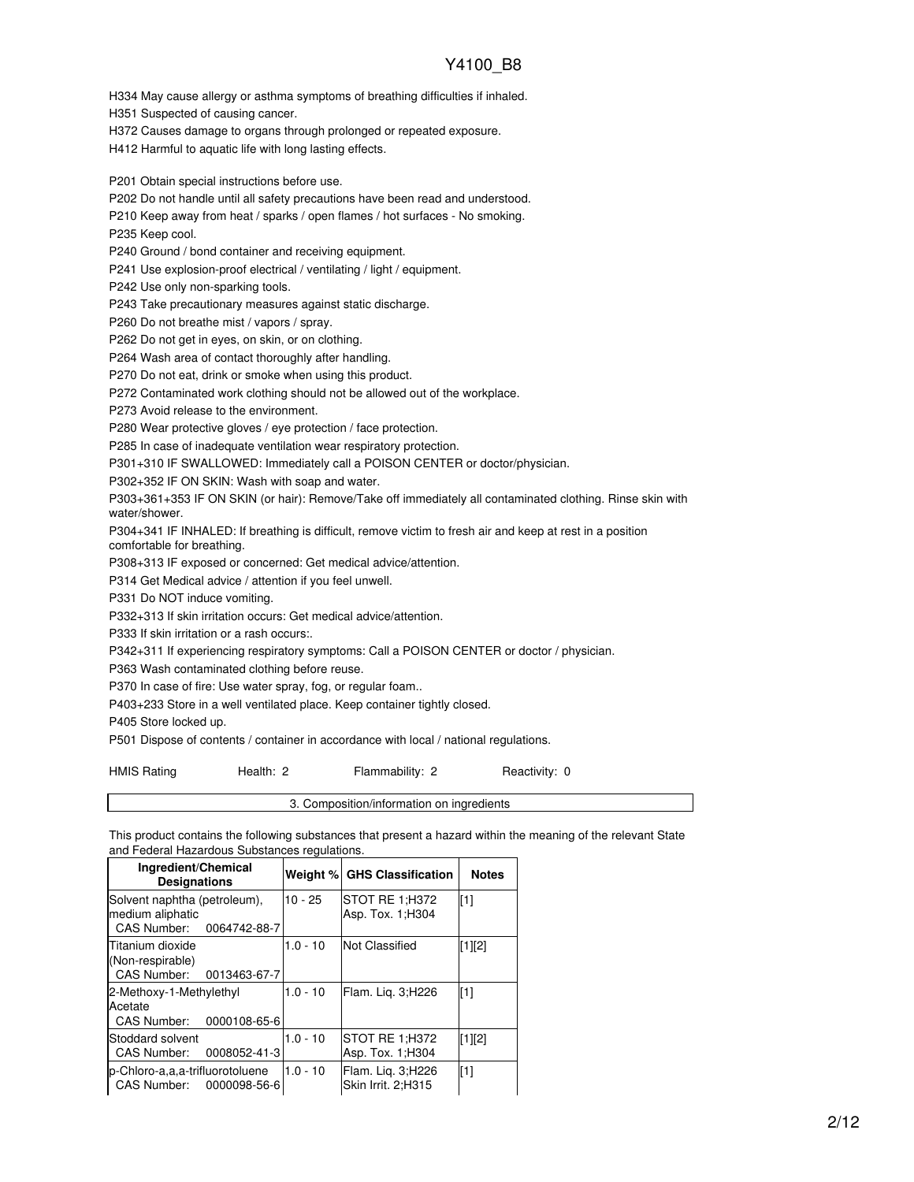H334 May cause allergy or asthma symptoms of breathing difficulties if inhaled.

H351 Suspected of causing cancer.

H372 Causes damage to organs through prolonged or repeated exposure.

H412 Harmful to aquatic life with long lasting effects.

P201 Obtain special instructions before use.

P202 Do not handle until all safety precautions have been read and understood.

P210 Keep away from heat / sparks / open flames / hot surfaces - No smoking.

P235 Keep cool.

P240 Ground / bond container and receiving equipment.

P241 Use explosion-proof electrical / ventilating / light / equipment.

P242 Use only non-sparking tools.

P243 Take precautionary measures against static discharge.

P260 Do not breathe mist / vapors / spray.

P262 Do not get in eyes, on skin, or on clothing.

P264 Wash area of contact thoroughly after handling.

P270 Do not eat, drink or smoke when using this product.

P272 Contaminated work clothing should not be allowed out of the workplace.

P273 Avoid release to the environment.

P280 Wear protective gloves / eye protection / face protection.

P285 In case of inadequate ventilation wear respiratory protection.

P301+310 IF SWALLOWED: Immediately call a POISON CENTER or doctor/physician.

P302+352 IF ON SKIN: Wash with soap and water.

P303+361+353 IF ON SKIN (or hair): Remove/Take off immediately all contaminated clothing. Rinse skin with water/shower.

P304+341 IF INHALED: If breathing is difficult, remove victim to fresh air and keep at rest in a position comfortable for breathing.

P308+313 IF exposed or concerned: Get medical advice/attention.

P314 Get Medical advice / attention if you feel unwell.

P331 Do NOT induce vomiting.

P332+313 If skin irritation occurs: Get medical advice/attention.

P333 If skin irritation or a rash occurs:.

P342+311 If experiencing respiratory symptoms: Call a POISON CENTER or doctor / physician.

P363 Wash contaminated clothing before reuse.

P370 In case of fire: Use water spray, fog, or regular foam..

P403+233 Store in a well ventilated place. Keep container tightly closed.

P405 Store locked up.

P501 Dispose of contents / container in accordance with local / national regulations.

HMIS Rating Health: 2 Flammability: 2 Reactivity: 0

## 3. Composition/information on ingredients

This product contains the following substances that present a hazard within the meaning of the relevant State and Federal Hazardous Substances regulations.

| Ingredient/Chemical Designations | Weight % | GHS Classification | Notes |
|---|---|---|---|
| Solvent naphtha (petroleum), medium aliphatic CAS Number: 0064742-88-7 | 10 - 25 | STOT RE 1;H372 Asp. Tox. 1;H304 | [1] |
| Titanium dioxide (Non-respirable) CAS Number: 0013463-67-7 | 1.0 - 10 | Not Classified | [1][2] |
| 2-Methoxy-1-Methylethyl Acetate CAS Number: 0000108-65-6 | 1.0 - 10 | Flam. Liq. 3;H226 | [1] |
| Stoddard solvent CAS Number: 0008052-41-3 | 1.0 - 10 | STOT RE 1;H372 Asp. Tox. 1;H304 | [1][2] |
| p-Chloro-a,a,a-trifluorotoluene CAS Number: 0000098-56-6 | 1.0 - 10 | Flam. Liq. 3;H226 Skin Irrit. 2;H315 | [1] |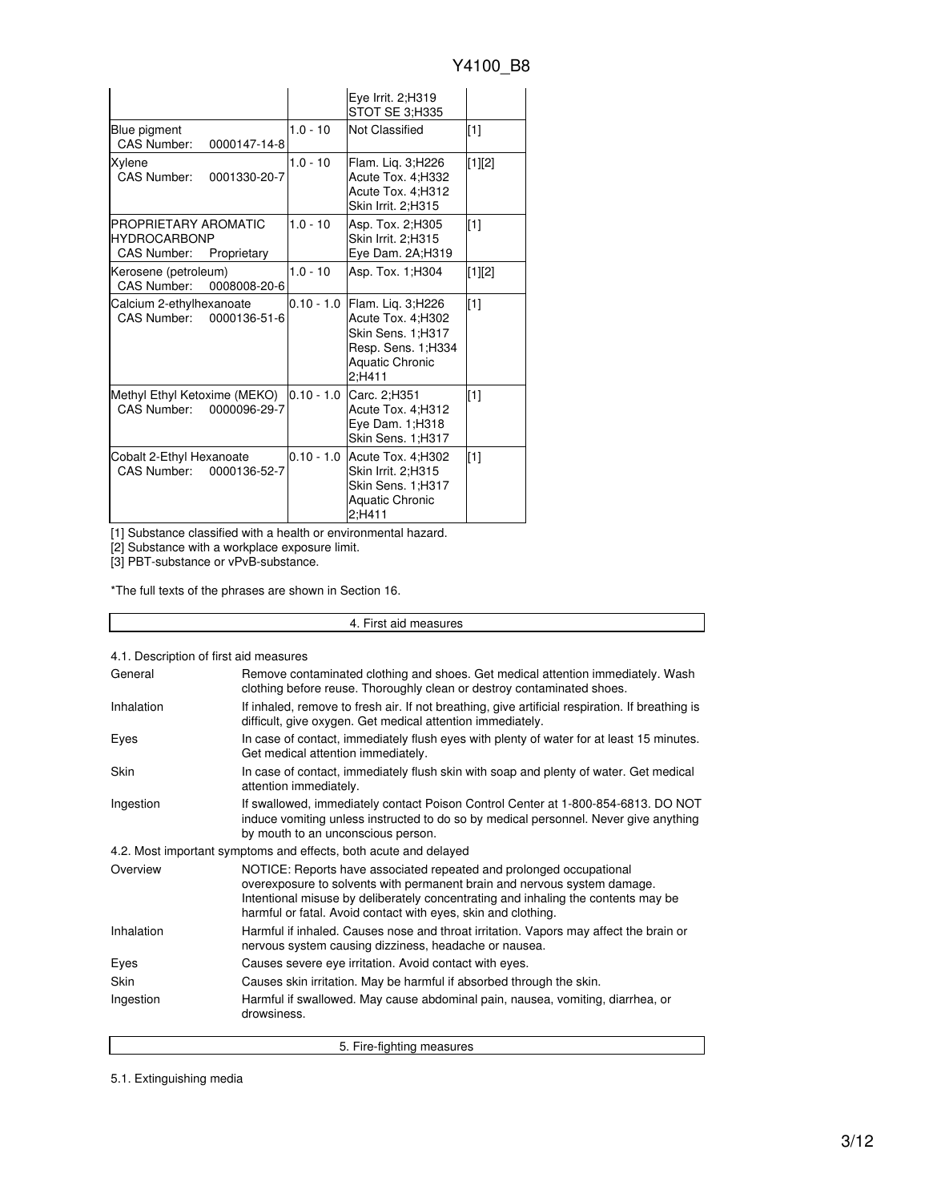| | | | |
|---|---|---|---|
| | | Eye Irrit. 2;H319<br>STOT SE 3;H335 | |
| Blue pigment<br>CAS Number: 0000147-14-8 | 1.0 - 10 | Not Classified | [1] |
| Xylene<br>CAS Number: 0001330-20-7 | 1.0 - 10 | Flam. Liq. 3;H226<br>Acute Tox. 4;H332<br>Acute Tox. 4;H312<br>Skin Irrit. 2;H315 | [1][2] |
| PROPRIETARY AROMATIC HYDROCARBONP<br>CAS Number: Proprietary | 1.0 - 10 | Asp. Tox. 2;H305<br>Skin Irrit. 2;H315<br>Eye Dam. 2A;H319 | [1] |
| Kerosene (petroleum)<br>CAS Number: 0008008-20-6 | 1.0 - 10 | Asp. Tox. 1;H304 | [1][2] |
| Calcium 2-ethylhexanoate<br>CAS Number: 0000136-51-6 | 0.10 - 1.0 | Flam. Liq. 3;H226<br>Acute Tox. 4;H302<br>Skin Sens. 1;H317<br>Resp. Sens. 1;H334<br>Aquatic Chronic 2;H411 | [1] |
| Methyl Ethyl Ketoxime (MEKO)<br>CAS Number: 0000096-29-7 | 0.10 - 1.0 | Carc. 2;H351<br>Acute Tox. 4;H312<br>Eye Dam. 1;H318<br>Skin Sens. 1;H317 | [1] |
| Cobalt 2-Ethyl Hexanoate<br>CAS Number: 0000136-52-7 | 0.10 - 1.0 | Acute Tox. 4;H302<br>Skin Irrit. 2;H315<br>Skin Sens. 1;H317<br>Aquatic Chronic 2;H411 | [1] |

[1] Substance classified with a health or environmental hazard.
[2] Substance with a workplace exposure limit.
[3] PBT-substance or vPvB-substance.

*The full texts of the phrases are shown in Section 16.

## 4. First aid measures

4.1. Description of first aid measures

| | |
|---|---|
| General | Remove contaminated clothing and shoes. Get medical attention immediately. Wash clothing before reuse. Thoroughly clean or destroy contaminated shoes. |
| Inhalation | If inhaled, remove to fresh air. If not breathing, give artificial respiration. If breathing is difficult, give oxygen. Get medical attention immediately. |
| Eyes | In case of contact, immediately flush eyes with plenty of water for at least 15 minutes. Get medical attention immediately. |
| Skin | In case of contact, immediately flush skin with soap and plenty of water. Get medical attention immediately. |
| Ingestion | If swallowed, immediately contact Poison Control Center at 1-800-854-6813. DO NOT induce vomiting unless instructed to do so by medical personnel. Never give anything by mouth to an unconscious person. |

4.2. Most important symptoms and effects, both acute and delayed

| | |
|---|---|
| Overview | NOTICE: Reports have associated repeated and prolonged occupational overexposure to solvents with permanent brain and nervous system damage. Intentional misuse by deliberately concentrating and inhaling the contents may be harmful or fatal. Avoid contact with eyes, skin and clothing. |
| Inhalation | Harmful if inhaled. Causes nose and throat irritation. Vapors may affect the brain or nervous system causing dizziness, headache or nausea. |
| Eyes | Causes severe eye irritation. Avoid contact with eyes. |
| Skin | Causes skin irritation. May be harmful if absorbed through the skin. |
| Ingestion | Harmful if swallowed. May cause abdominal pain, nausea, vomiting, diarrhea, or drowsiness. |

## 5. Fire-fighting measures

5.1. Extinguishing media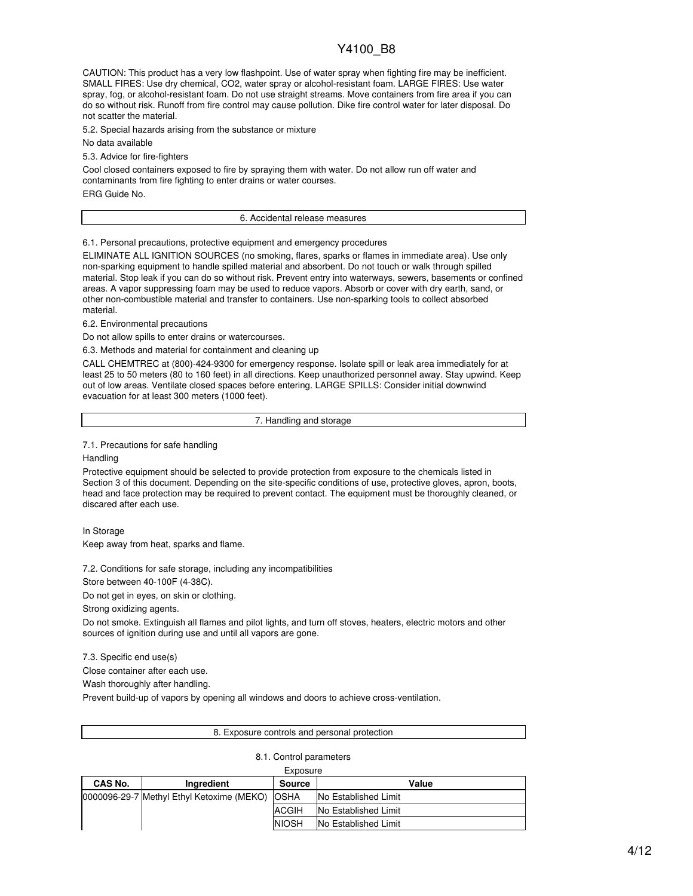CAUTION: This product has a very low flashpoint. Use of water spray when fighting fire may be inefficient. SMALL FIRES: Use dry chemical, CO2, water spray or alcohol-resistant foam. LARGE FIRES: Use water spray, fog, or alcohol-resistant foam. Do not use straight streams. Move containers from fire area if you can do so without risk. Runoff from fire control may cause pollution. Dike fire control water for later disposal. Do not scatter the material.

5.2. Special hazards arising from the substance or mixture

No data available

5.3. Advice for fire-fighters

Cool closed containers exposed to fire by spraying them with water. Do not allow run off water and contaminants from fire fighting to enter drains or water courses.

ERG Guide No.

## 6. Accidental release measures

6.1. Personal precautions, protective equipment and emergency procedures

ELIMINATE ALL IGNITION SOURCES (no smoking, flares, sparks or flames in immediate area). Use only non-sparking equipment to handle spilled material and absorbent. Do not touch or walk through spilled material. Stop leak if you can do so without risk. Prevent entry into waterways, sewers, basements or confined areas. A vapor suppressing foam may be used to reduce vapors. Absorb or cover with dry earth, sand, or other non-combustible material and transfer to containers. Use non-sparking tools to collect absorbed material.

6.2. Environmental precautions

Do not allow spills to enter drains or watercourses.

6.3. Methods and material for containment and cleaning up

CALL CHEMTREC at (800)-424-9300 for emergency response. Isolate spill or leak area immediately for at least 25 to 50 meters (80 to 160 feet) in all directions. Keep unauthorized personnel away. Stay upwind. Keep out of low areas. Ventilate closed spaces before entering. LARGE SPILLS: Consider initial downwind evacuation for at least 300 meters (1000 feet).

## 7. Handling and storage

7.1. Precautions for safe handling

Handling

Protective equipment should be selected to provide protection from exposure to the chemicals listed in Section 3 of this document. Depending on the site-specific conditions of use, protective gloves, apron, boots, head and face protection may be required to prevent contact. The equipment must be thoroughly cleaned, or discared after each use.

In Storage

Keep away from heat, sparks and flame.

7.2. Conditions for safe storage, including any incompatibilities

Store between 40-100F (4-38C).

Do not get in eyes, on skin or clothing.

Strong oxidizing agents.

Do not smoke. Extinguish all flames and pilot lights, and turn off stoves, heaters, electric motors and other sources of ignition during use and until all vapors are gone.

7.3. Specific end use(s)

Close container after each use.

Wash thoroughly after handling.

Prevent build-up of vapors by opening all windows and doors to achieve cross-ventilation.

## 8. Exposure controls and personal protection

8.1. Control parameters

Exposure

| CAS No. | Ingredient | Source | Value |
|---|---|---|---|
| 0000096-29-7 | Methyl Ethyl Ketoxime (MEKO) | OSHA | No Established Limit |
| | | ACGIH | No Established Limit |
| | | NIOSH | No Established Limit |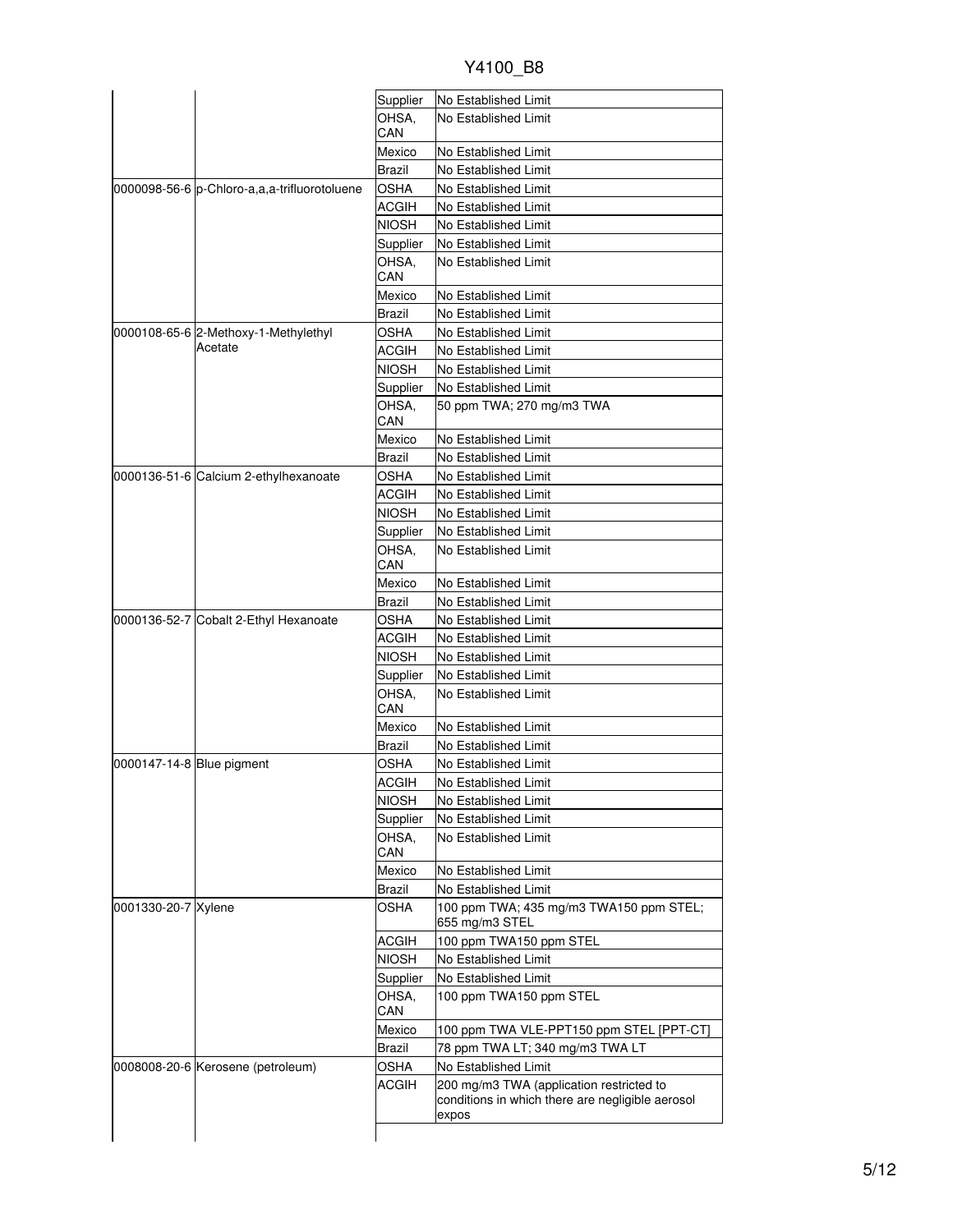| | | | |
|---|---|---|---|
| | | Supplier | No Established Limit |
| | | OHSA, CAN | No Established Limit |
| | | Mexico | No Established Limit |
| | | Brazil | No Established Limit |
| 0000098-56-6 | p-Chloro-a,a,a-trifluorotoluene | OSHA | No Established Limit |
| | | ACGIH | No Established Limit |
| | | NIOSH | No Established Limit |
| | | Supplier | No Established Limit |
| | | OHSA, CAN | No Established Limit |
| | | Mexico | No Established Limit |
| | | Brazil | No Established Limit |
| 0000108-65-6 | 2-Methoxy-1-Methylethyl Acetate | OSHA | No Established Limit |
| | | ACGIH | No Established Limit |
| | | NIOSH | No Established Limit |
| | | Supplier | No Established Limit |
| | | OHSA, CAN | 50 ppm TWA; 270 mg/m3 TWA |
| | | Mexico | No Established Limit |
| | | Brazil | No Established Limit |
| 0000136-51-6 | Calcium 2-ethylhexanoate | OSHA | No Established Limit |
| | | ACGIH | No Established Limit |
| | | NIOSH | No Established Limit |
| | | Supplier | No Established Limit |
| | | OHSA, CAN | No Established Limit |
| | | Mexico | No Established Limit |
| | | Brazil | No Established Limit |
| 0000136-52-7 | Cobalt 2-Ethyl Hexanoate | OSHA | No Established Limit |
| | | ACGIH | No Established Limit |
| | | NIOSH | No Established Limit |
| | | Supplier | No Established Limit |
| | | OHSA, CAN | No Established Limit |
| | | Mexico | No Established Limit |
| | | Brazil | No Established Limit |
| 0000147-14-8 | Blue pigment | OSHA | No Established Limit |
| | | ACGIH | No Established Limit |
| | | NIOSH | No Established Limit |
| | | Supplier | No Established Limit |
| | | OHSA, CAN | No Established Limit |
| | | Mexico | No Established Limit |
| | | Brazil | No Established Limit |
| 0001330-20-7 | Xylene | OSHA | 100 ppm TWA; 435 mg/m3 TWA150 ppm STEL; 655 mg/m3 STEL |
| | | ACGIH | 100 ppm TWA150 ppm STEL |
| | | NIOSH | No Established Limit |
| | | Supplier | No Established Limit |
| | | OHSA, CAN | 100 ppm TWA150 ppm STEL |
| | | Mexico | 100 ppm TWA VLE-PPT150 ppm STEL [PPT-CT] |
| | | Brazil | 78 ppm TWA LT; 340 mg/m3 TWA LT |
| 0008008-20-6 | Kerosene (petroleum) | OSHA | No Established Limit |
| | | ACGIH | 200 mg/m3 TWA (application restricted to conditions in which there are negligible aerosol expos |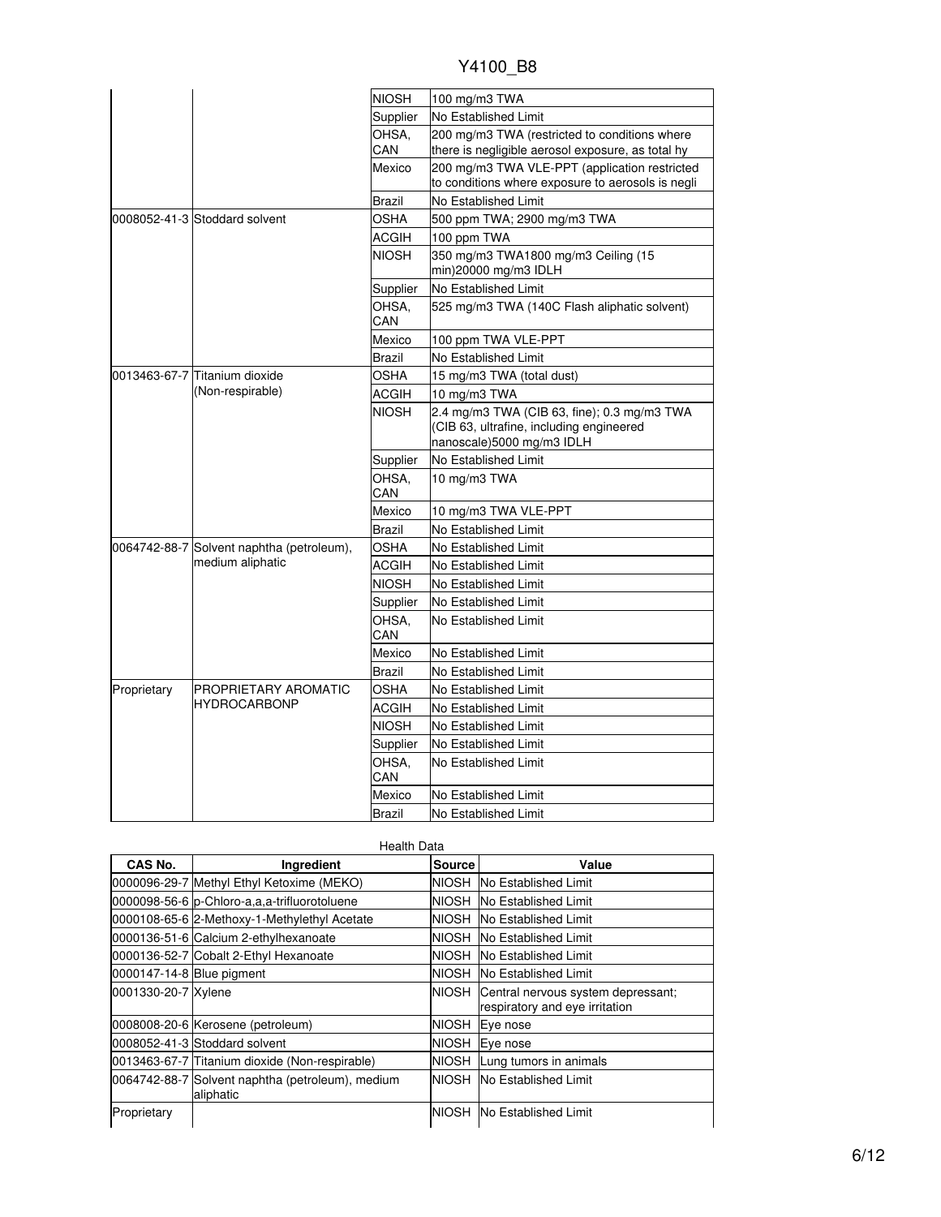| CAS No. | Ingredient | Source | Value |
|---|---|---|---|
| | | NIOSH | 100 mg/m3 TWA |
| | | Supplier | No Established Limit |
| | | OHSA, CAN | 200 mg/m3 TWA (restricted to conditions where there is negligible aerosol exposure, as total hy |
| | | Mexico | 200 mg/m3 TWA VLE-PPT (application restricted to conditions where exposure to aerosols is negli |
| | | Brazil | No Established Limit |
| 0008052-41-3 | Stoddard solvent | OSHA | 500 ppm TWA; 2900 mg/m3 TWA |
| | | ACGIH | 100 ppm TWA |
| | | NIOSH | 350 mg/m3 TWA1800 mg/m3 Ceiling (15 min)20000 mg/m3 IDLH |
| | | Supplier | No Established Limit |
| | | OHSA, CAN | 525 mg/m3 TWA (140C Flash aliphatic solvent) |
| | | Mexico | 100 ppm TWA VLE-PPT |
| | | Brazil | No Established Limit |
| 0013463-67-7 | Titanium dioxide (Non-respirable) | OSHA | 15 mg/m3 TWA (total dust) |
| | | ACGIH | 10 mg/m3 TWA |
| | | NIOSH | 2.4 mg/m3 TWA (CIB 63, fine); 0.3 mg/m3 TWA (CIB 63, ultrafine, including engineered nanoscale)5000 mg/m3 IDLH |
| | | Supplier | No Established Limit |
| | | OHSA, CAN | 10 mg/m3 TWA |
| | | Mexico | 10 mg/m3 TWA VLE-PPT |
| | | Brazil | No Established Limit |
| 0064742-88-7 | Solvent naphtha (petroleum), medium aliphatic | OSHA | No Established Limit |
| | | ACGIH | No Established Limit |
| | | NIOSH | No Established Limit |
| | | Supplier | No Established Limit |
| | | OHSA, CAN | No Established Limit |
| | | Mexico | No Established Limit |
| | | Brazil | No Established Limit |
| Proprietary | PROPRIETARY AROMATIC HYDROCARBONP | OSHA | No Established Limit |
| | | ACGIH | No Established Limit |
| | | NIOSH | No Established Limit |
| | | Supplier | No Established Limit |
| | | OHSA, CAN | No Established Limit |
| | | Mexico | No Established Limit |
| | | Brazil | No Established Limit |

Health Data

| CAS No. | Ingredient | Source | Value |
|---|---|---|---|
| 0000096-29-7 | Methyl Ethyl Ketoxime (MEKO) | NIOSH | No Established Limit |
| 0000098-56-6 | p-Chloro-a,a,a-trifluorotoluene | NIOSH | No Established Limit |
| 0000108-65-6 | 2-Methoxy-1-Methylethyl Acetate | NIOSH | No Established Limit |
| 0000136-51-6 | Calcium 2-ethylhexanoate | NIOSH | No Established Limit |
| 0000136-52-7 | Cobalt 2-Ethyl Hexanoate | NIOSH | No Established Limit |
| 0000147-14-8 | Blue pigment | NIOSH | No Established Limit |
| 0001330-20-7 | Xylene | NIOSH | Central nervous system depressant; respiratory and eye irritation |
| 0008008-20-6 | Kerosene (petroleum) | NIOSH | Eye nose |
| 0008052-41-3 | Stoddard solvent | NIOSH | Eye nose |
| 0013463-67-7 | Titanium dioxide (Non-respirable) | NIOSH | Lung tumors in animals |
| 0064742-88-7 | Solvent naphtha (petroleum), medium aliphatic | NIOSH | No Established Limit |
| Proprietary | | NIOSH | No Established Limit |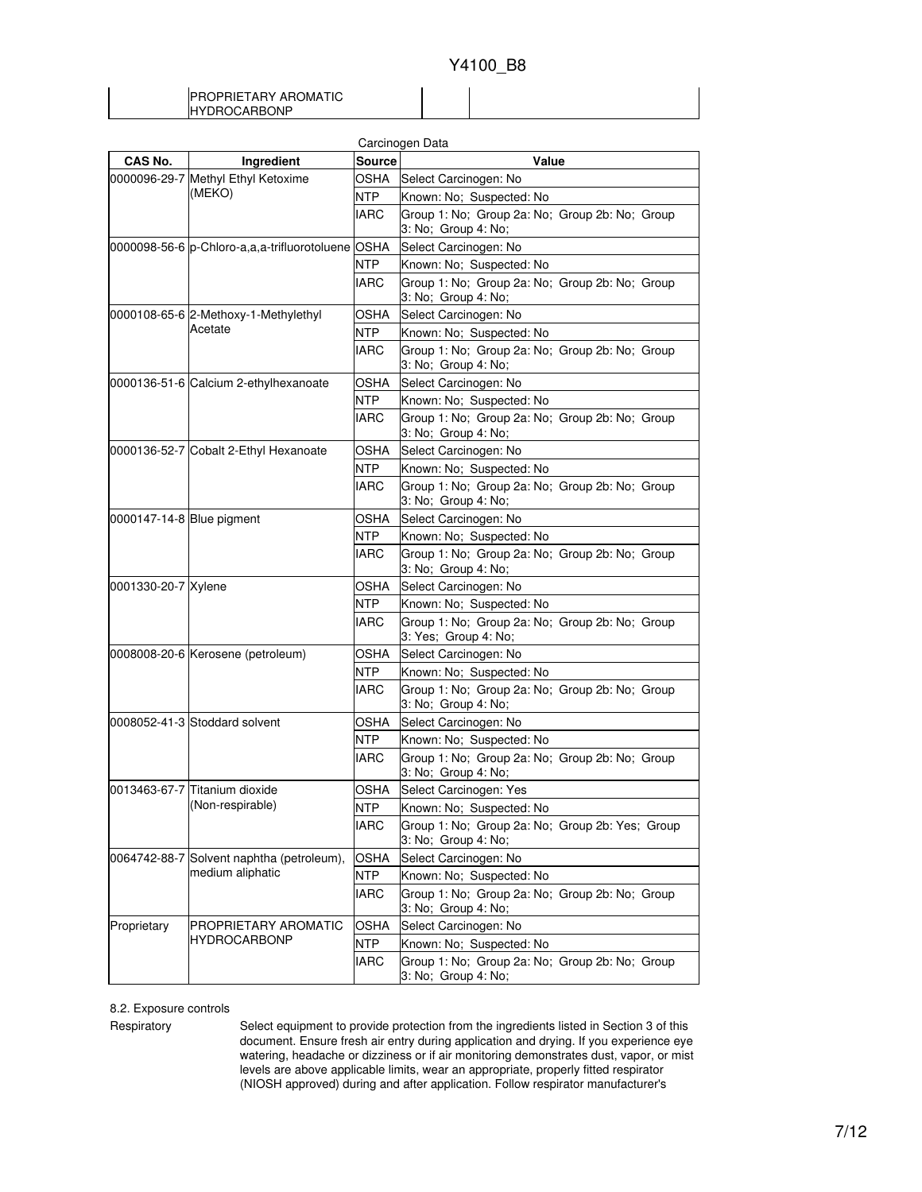| | PROPRIETARY AROMATIC HYDROCARBONP | | |
|---|---|---|---|

Carcinogen Data

| CAS No. | Ingredient | Source | Value |
|---|---|---|---|
| 0000096-29-7 | Methyl Ethyl Ketoxime (MEKO) | OSHA | Select Carcinogen: No |
| | | NTP | Known: No; Suspected: No |
| | | IARC | Group 1: No; Group 2a: No; Group 2b: No; Group 3: No; Group 4: No; |
| 0000098-56-6 | p-Chloro-a,a,a-trifluorotoluene | OSHA | Select Carcinogen: No |
| | | NTP | Known: No; Suspected: No |
| | | IARC | Group 1: No; Group 2a: No; Group 2b: No; Group 3: No; Group 4: No; |
| 0000108-65-6 | 2-Methoxy-1-Methylethyl Acetate | OSHA | Select Carcinogen: No |
| | | NTP | Known: No; Suspected: No |
| | | IARC | Group 1: No; Group 2a: No; Group 2b: No; Group 3: No; Group 4: No; |
| 0000136-51-6 | Calcium 2-ethylhexanoate | OSHA | Select Carcinogen: No |
| | | NTP | Known: No; Suspected: No |
| | | IARC | Group 1: No; Group 2a: No; Group 2b: No; Group 3: No; Group 4: No; |
| 0000136-52-7 | Cobalt 2-Ethyl Hexanoate | OSHA | Select Carcinogen: No |
| | | NTP | Known: No; Suspected: No |
| | | IARC | Group 1: No; Group 2a: No; Group 2b: No; Group 3: No; Group 4: No; |
| 0000147-14-8 | Blue pigment | OSHA | Select Carcinogen: No |
| | | NTP | Known: No; Suspected: No |
| | | IARC | Group 1: No; Group 2a: No; Group 2b: No; Group 3: No; Group 4: No; |
| 0001330-20-7 | Xylene | OSHA | Select Carcinogen: No |
| | | NTP | Known: No; Suspected: No |
| | | IARC | Group 1: No; Group 2a: No; Group 2b: No; Group 3: Yes; Group 4: No; |
| 0008008-20-6 | Kerosene (petroleum) | OSHA | Select Carcinogen: No |
| | | NTP | Known: No; Suspected: No |
| | | IARC | Group 1: No; Group 2a: No; Group 2b: No; Group 3: No; Group 4: No; |
| 0008052-41-3 | Stoddard solvent | OSHA | Select Carcinogen: No |
| | | NTP | Known: No; Suspected: No |
| | | IARC | Group 1: No; Group 2a: No; Group 2b: No; Group 3: No; Group 4: No; |
| 0013463-67-7 | Titanium dioxide (Non-respirable) | OSHA | Select Carcinogen: Yes |
| | | NTP | Known: No; Suspected: No |
| | | IARC | Group 1: No; Group 2a: No; Group 2b: Yes; Group 3: No; Group 4: No; |
| 0064742-88-7 | Solvent naphtha (petroleum), medium aliphatic | OSHA | Select Carcinogen: No |
| | | NTP | Known: No; Suspected: No |
| | | IARC | Group 1: No; Group 2a: No; Group 2b: No; Group 3: No; Group 4: No; |
| Proprietary | PROPRIETARY AROMATIC HYDROCARBONP | OSHA | Select Carcinogen: No |
| | | NTP | Known: No; Suspected: No |
| | | IARC | Group 1: No; Group 2a: No; Group 2b: No; Group 3: No; Group 4: No; |

8.2. Exposure controls

Respiratory

Select equipment to provide protection from the ingredients listed in Section 3 of this document. Ensure fresh air entry during application and drying. If you experience eye watering, headache or dizziness or if air monitoring demonstrates dust, vapor, or mist levels are above applicable limits, wear an appropriate, properly fitted respirator (NIOSH approved) during and after application. Follow respirator manufacturer's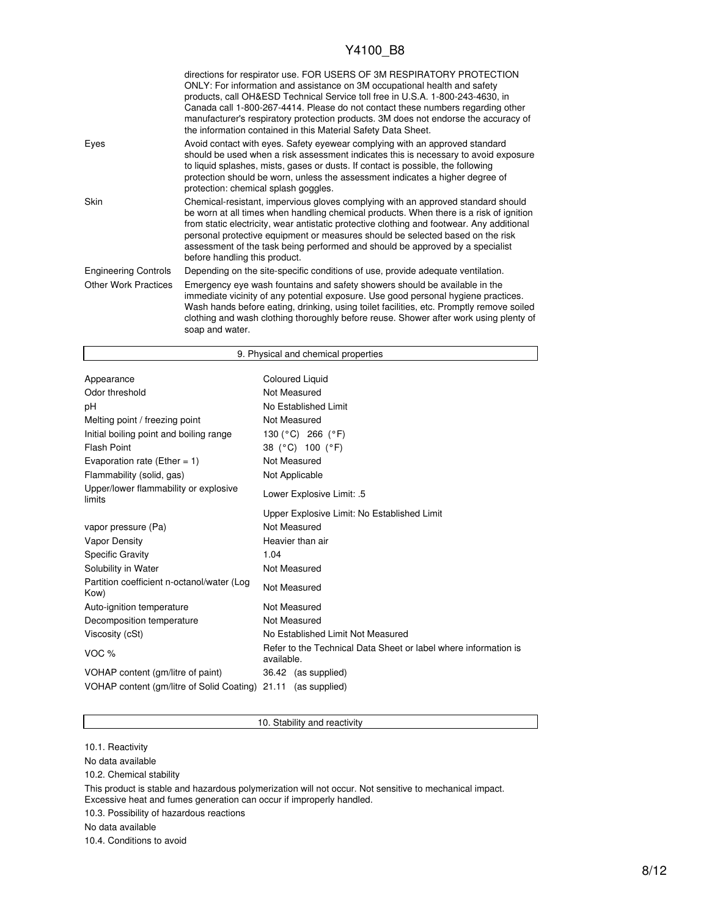| | |
|---|---|
| | directions for respirator use. FOR USERS OF 3M RESPIRATORY PROTECTION ONLY: For information and assistance on 3M occupational health and safety products, call OH&ESD Technical Service toll free in U.S.A. 1-800-243-4630, in Canada call 1-800-267-4414. Please do not contact these numbers regarding other manufacturer's respiratory protection products. 3M does not endorse the accuracy of the information contained in this Material Safety Data Sheet. |
| Eyes | Avoid contact with eyes. Safety eyewear complying with an approved standard should be used when a risk assessment indicates this is necessary to avoid exposure to liquid splashes, mists, gases or dusts. If contact is possible, the following protection should be worn, unless the assessment indicates a higher degree of protection: chemical splash goggles. |
| Skin | Chemical-resistant, impervious gloves complying with an approved standard should be worn at all times when handling chemical products. When there is a risk of ignition from static electricity, wear antistatic protective clothing and footwear. Any additional personal protective equipment or measures should be selected based on the risk assessment of the task being performed and should be approved by a specialist before handling this product. |
| Engineering Controls | Depending on the site-specific conditions of use, provide adequate ventilation. |
| Other Work Practices | Emergency eye wash fountains and safety showers should be available in the immediate vicinity of any potential exposure. Use good personal hygiene practices. Wash hands before eating, drinking, using toilet facilities, etc. Promptly remove soiled clothing and wash clothing thoroughly before reuse. Shower after work using plenty of soap and water. |

## 9. Physical and chemical properties

| | |
|---|---|
| Appearance | Coloured Liquid |
| Odor threshold | Not Measured |
| pH | No Established Limit |
| Melting point / freezing point | Not Measured |
| Initial boiling point and boiling range | 130 (°C) 266 (°F) |
| Flash Point | 38 (°C) 100 (°F) |
| Evaporation rate (Ether = 1) | Not Measured |
| Flammability (solid, gas) | Not Applicable |
| Upper/lower flammability or explosive limits | Lower Explosive Limit: .5 |
| | Upper Explosive Limit: No Established Limit |
| vapor pressure (Pa) | Not Measured |
| Vapor Density | Heavier than air |
| Specific Gravity | 1.04 |
| Solubility in Water | Not Measured |
| Partition coefficient n-octanol/water (Log Kow) | Not Measured |
| Auto-ignition temperature | Not Measured |
| Decomposition temperature | Not Measured |
| Viscosity (cSt) | No Established Limit Not Measured |
| VOC % | Refer to the Technical Data Sheet or label where information is available. |
| VOHAP content (gm/litre of paint) | 36.42 (as supplied) |
| VOHAP content (gm/litre of Solid Coating) | 21.11 (as supplied) |

## 10. Stability and reactivity

10.1. Reactivity

No data available

10.2. Chemical stability

This product is stable and hazardous polymerization will not occur. Not sensitive to mechanical impact. Excessive heat and fumes generation can occur if improperly handled.

10.3. Possibility of hazardous reactions

No data available

10.4. Conditions to avoid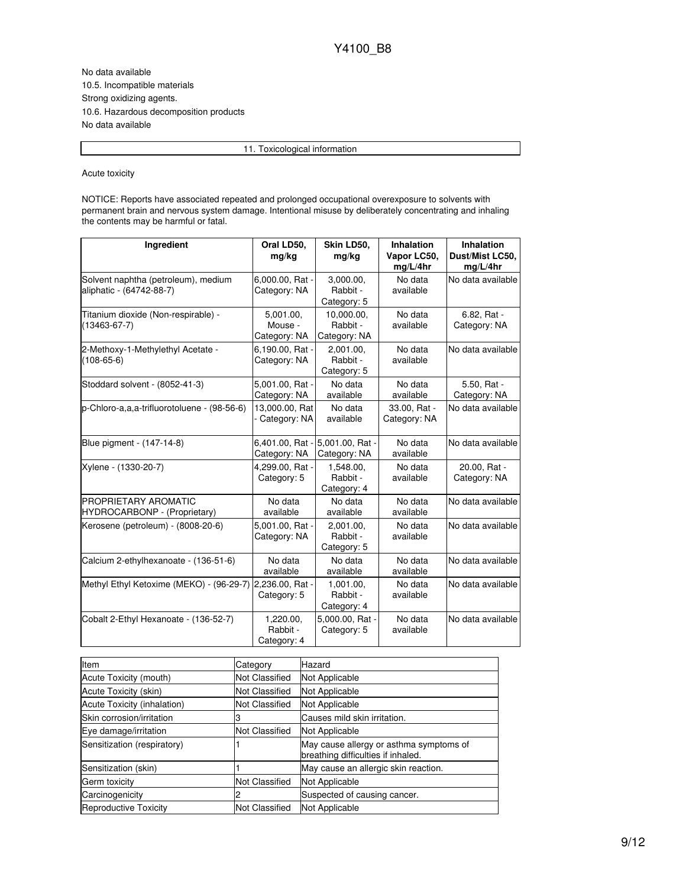No data available

10.5. Incompatible materials

Strong oxidizing agents.

10.6. Hazardous decomposition products

No data available

## 11. Toxicological information

Acute toxicity

NOTICE: Reports have associated repeated and prolonged occupational overexposure to solvents with permanent brain and nervous system damage. Intentional misuse by deliberately concentrating and inhaling the contents may be harmful or fatal.

| Ingredient | Oral LD50, mg/kg | Skin LD50, mg/kg | Inhalation Vapor LC50, mg/L/4hr | Inhalation Dust/Mist LC50, mg/L/4hr |
|---|---|---|---|---|
| Solvent naphtha (petroleum), medium aliphatic - (64742-88-7) | 6,000.00, Rat - Category: NA | 3,000.00, Rabbit - Category: 5 | No data available | No data available |
| Titanium dioxide (Non-respirable) - (13463-67-7) | 5,001.00, Mouse - Category: NA | 10,000.00, Rabbit - Category: NA | No data available | 6.82, Rat - Category: NA |
| 2-Methoxy-1-Methylethyl Acetate - (108-65-6) | 6,190.00, Rat - Category: NA | 2,001.00, Rabbit - Category: 5 | No data available | No data available |
| Stoddard solvent - (8052-41-3) | 5,001.00, Rat - Category: NA | No data available | No data available | 5.50, Rat - Category: NA |
| p-Chloro-a,a,a-trifluorotoluene - (98-56-6) | 13,000.00, Rat - Category: NA | No data available | 33.00, Rat - Category: NA | No data available |
| Blue pigment - (147-14-8) | 6,401.00, Rat - Category: NA | 5,001.00, Rat - Category: NA | No data available | No data available |
| Xylene - (1330-20-7) | 4,299.00, Rat - Category: 5 | 1,548.00, Rabbit - Category: 4 | No data available | 20.00, Rat - Category: NA |
| PROPRIETARY AROMATIC HYDROCARBONP - (Proprietary) | No data available | No data available | No data available | No data available |
| Kerosene (petroleum) - (8008-20-6) | 5,001.00, Rat - Category: NA | 2,001.00, Rabbit - Category: 5 | No data available | No data available |
| Calcium 2-ethylhexanoate - (136-51-6) | No data available | No data available | No data available | No data available |
| Methyl Ethyl Ketoxime (MEKO) - (96-29-7) | 2,236.00, Rat - Category: 5 | 1,001.00, Rabbit - Category: 4 | No data available | No data available |
| Cobalt 2-Ethyl Hexanoate - (136-52-7) | 1,220.00, Rabbit - Category: 4 | 5,000.00, Rat - Category: 5 | No data available | No data available |

| Item | Category | Hazard |
|---|---|---|
| Acute Toxicity (mouth) | Not Classified | Not Applicable |
| Acute Toxicity (skin) | Not Classified | Not Applicable |
| Acute Toxicity (inhalation) | Not Classified | Not Applicable |
| Skin corrosion/irritation | 3 | Causes mild skin irritation. |
| Eye damage/irritation | Not Classified | Not Applicable |
| Sensitization (respiratory) | 1 | May cause allergy or asthma symptoms of breathing difficulties if inhaled. |
| Sensitization (skin) | 1 | May cause an allergic skin reaction. |
| Germ toxicity | Not Classified | Not Applicable |
| Carcinogenicity | 2 | Suspected of causing cancer. |
| Reproductive Toxicity | Not Classified | Not Applicable |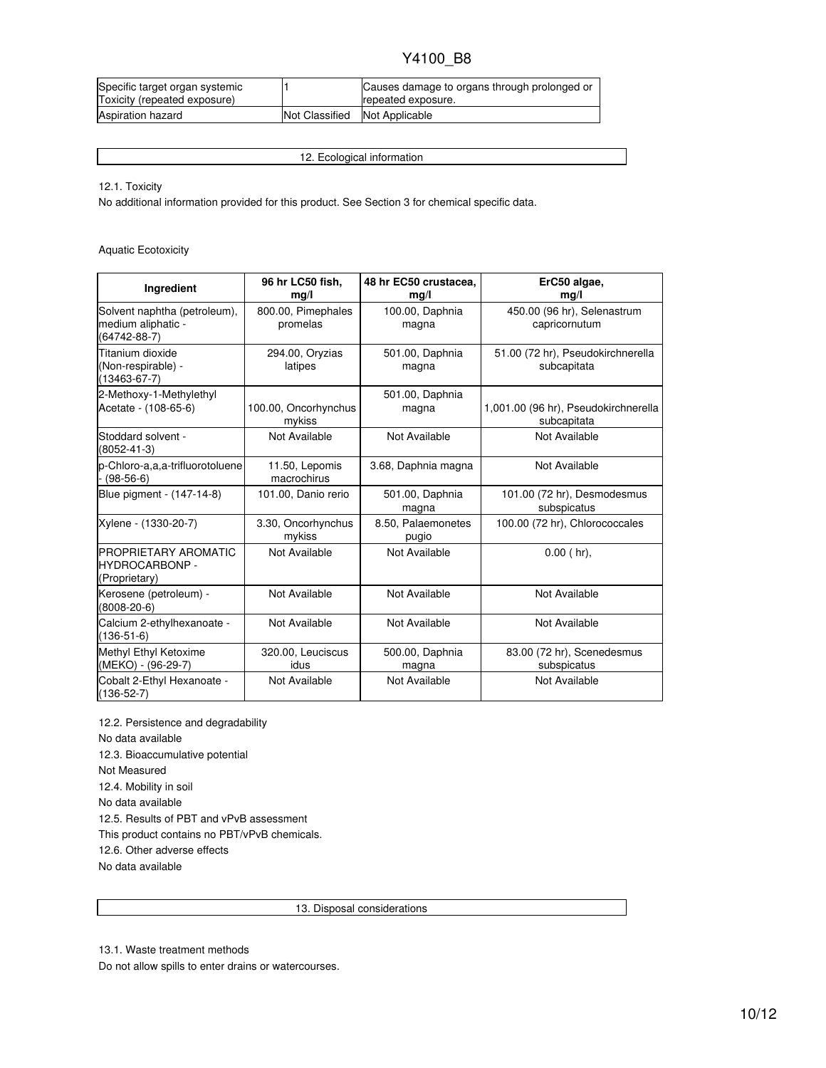| Specific target organ systemic Toxicity (repeated exposure) | 1 | Causes damage to organs through prolonged or repeated exposure. |
|---|---|---|
| Aspiration hazard | Not Classified | Not Applicable |

## 12. Ecological information

12.1. Toxicity

No additional information provided for this product. See Section 3 for chemical specific data.

Aquatic Ecotoxicity

| Ingredient | 96 hr LC50 fish, mg/l | 48 hr EC50 crustacea, mg/l | ErC50 algae, mg/l |
|---|---|---|---|
| Solvent naphtha (petroleum), medium aliphatic - (64742-88-7) | 800.00, Pimephales promelas | 100.00, Daphnia magna | 450.00 (96 hr), Selenastrum capricornutum |
| Titanium dioxide (Non-respirable) - (13463-67-7) | 294.00, Oryzias latipes | 501.00, Daphnia magna | 51.00 (72 hr), Pseudokirchnerella subcapitata |
| 2-Methoxy-1-Methylethyl Acetate - (108-65-6) | 100.00, Oncorhynchus mykiss | 501.00, Daphnia magna | 1,001.00 (96 hr), Pseudokirchnerella subcapitata |
| Stoddard solvent - (8052-41-3) | Not Available | Not Available | Not Available |
| p-Chloro-a,a,a-trifluorotoluene - (98-56-6) | 11.50, Lepomis macrochirus | 3.68, Daphnia magna | Not Available |
| Blue pigment - (147-14-8) | 101.00, Danio rerio | 501.00, Daphnia magna | 101.00 (72 hr), Desmodesmus subspicatus |
| Xylene - (1330-20-7) | 3.30, Oncorhynchus mykiss | 8.50, Palaemonetes pugio | 100.00 (72 hr), Chlorococcales |
| PROPRIETARY AROMATIC HYDROCARBONP - (Proprietary) | Not Available | Not Available | 0.00 ( hr), |
| Kerosene (petroleum) - (8008-20-6) | Not Available | Not Available | Not Available |
| Calcium 2-ethylhexanoate - (136-51-6) | Not Available | Not Available | Not Available |
| Methyl Ethyl Ketoxime (MEKO) - (96-29-7) | 320.00, Leuciscus idus | 500.00, Daphnia magna | 83.00 (72 hr), Scenedesmus subspicatus |
| Cobalt 2-Ethyl Hexanoate - (136-52-7) | Not Available | Not Available | Not Available |

12.2. Persistence and degradability

No data available

12.3. Bioaccumulative potential

Not Measured

12.4. Mobility in soil

No data available

12.5. Results of PBT and vPvB assessment

This product contains no PBT/vPvB chemicals.

12.6. Other adverse effects

No data available

## 13. Disposal considerations

13.1. Waste treatment methods

Do not allow spills to enter drains or watercourses.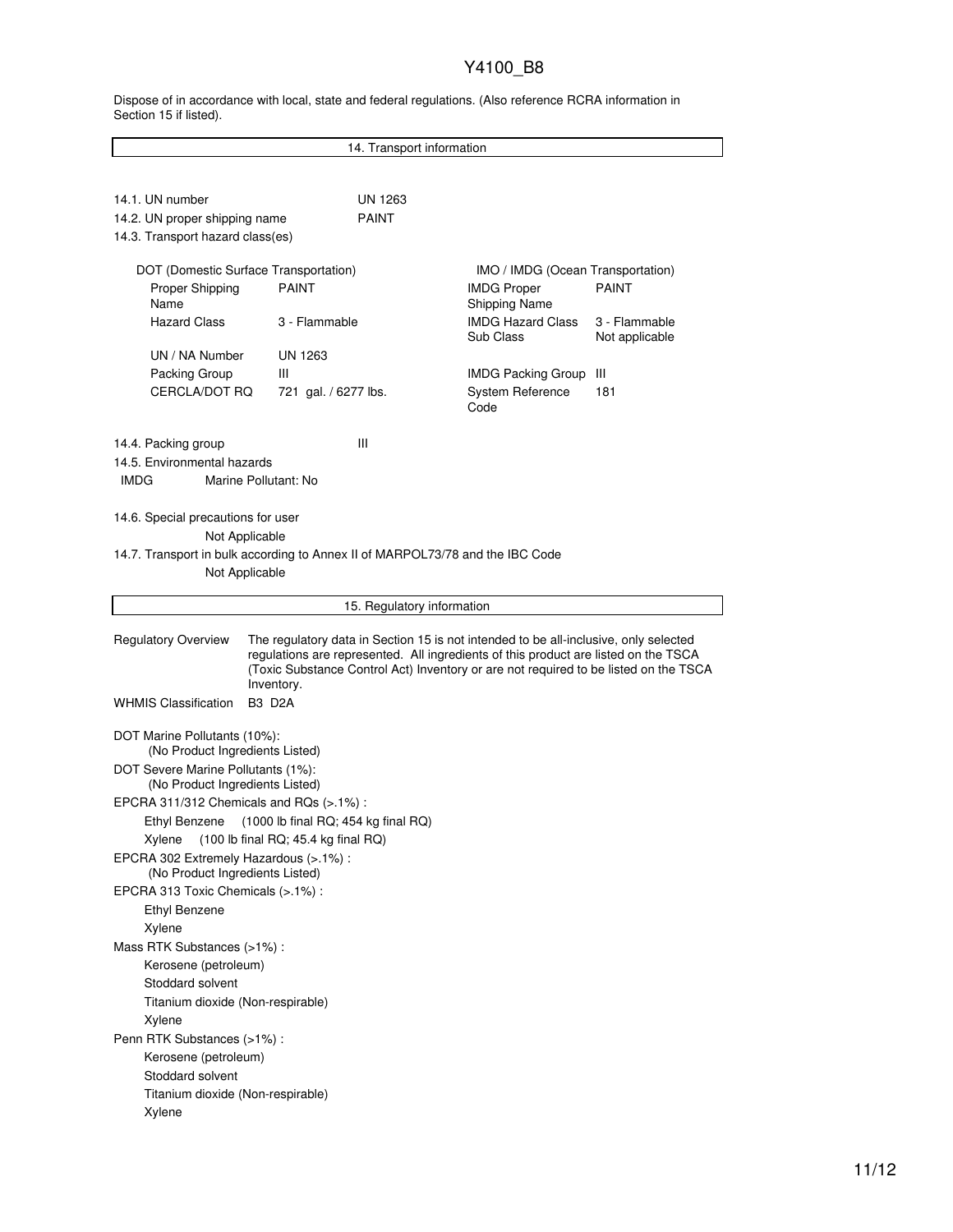Dispose of in accordance with local, state and federal regulations. (Also reference RCRA information in Section 15 if listed).

## 14. Transport information

14.1. UN number: UN 1263

14.2. UN proper shipping name: PAINT

14.3. Transport hazard class(es)

| DOT (Domestic Surface Transportation) | | IMO / IMDG (Ocean Transportation) | |
|---|---|---|---|
| Proper Shipping Name | PAINT | IMDG Proper Shipping Name | PAINT |
| Hazard Class | 3 - Flammable | IMDG Hazard Class Sub Class | 3 - Flammable Not applicable |
| UN / NA Number | UN 1263 | | |
| Packing Group | III | IMDG Packing Group | III |
| CERCLA/DOT RQ | 721 gal. / 6277 lbs. | System Reference Code | 181 |

14.4. Packing group: III

14.5. Environmental hazards

IMDG Marine Pollutant: No

14.6. Special precautions for user

Not Applicable

14.7. Transport in bulk according to Annex II of MARPOL73/78 and the IBC Code

Not Applicable

## 15. Regulatory information

**Regulatory Overview** The regulatory data in Section 15 is not intended to be all-inclusive, only selected regulations are represented. All ingredients of this product are listed on the TSCA (Toxic Substance Control Act) Inventory or are not required to be listed on the TSCA Inventory.

**WHMIS Classification** B3 D2A

DOT Marine Pollutants (10%):
- (No Product Ingredients Listed)

DOT Severe Marine Pollutants (1%):
- (No Product Ingredients Listed)

EPCRA 311/312 Chemicals and RQs (>.1%) :
- Ethyl Benzene (1000 lb final RQ; 454 kg final RQ)
- Xylene (100 lb final RQ; 45.4 kg final RQ)

EPCRA 302 Extremely Hazardous (>.1%) :
- (No Product Ingredients Listed)

EPCRA 313 Toxic Chemicals (>.1%) :
- Ethyl Benzene
- Xylene

Mass RTK Substances (>1%) :
- Kerosene (petroleum)
- Stoddard solvent
- Titanium dioxide (Non-respirable)
- Xylene

Penn RTK Substances (>1%) :
- Kerosene (petroleum)
- Stoddard solvent
- Titanium dioxide (Non-respirable)
- Xylene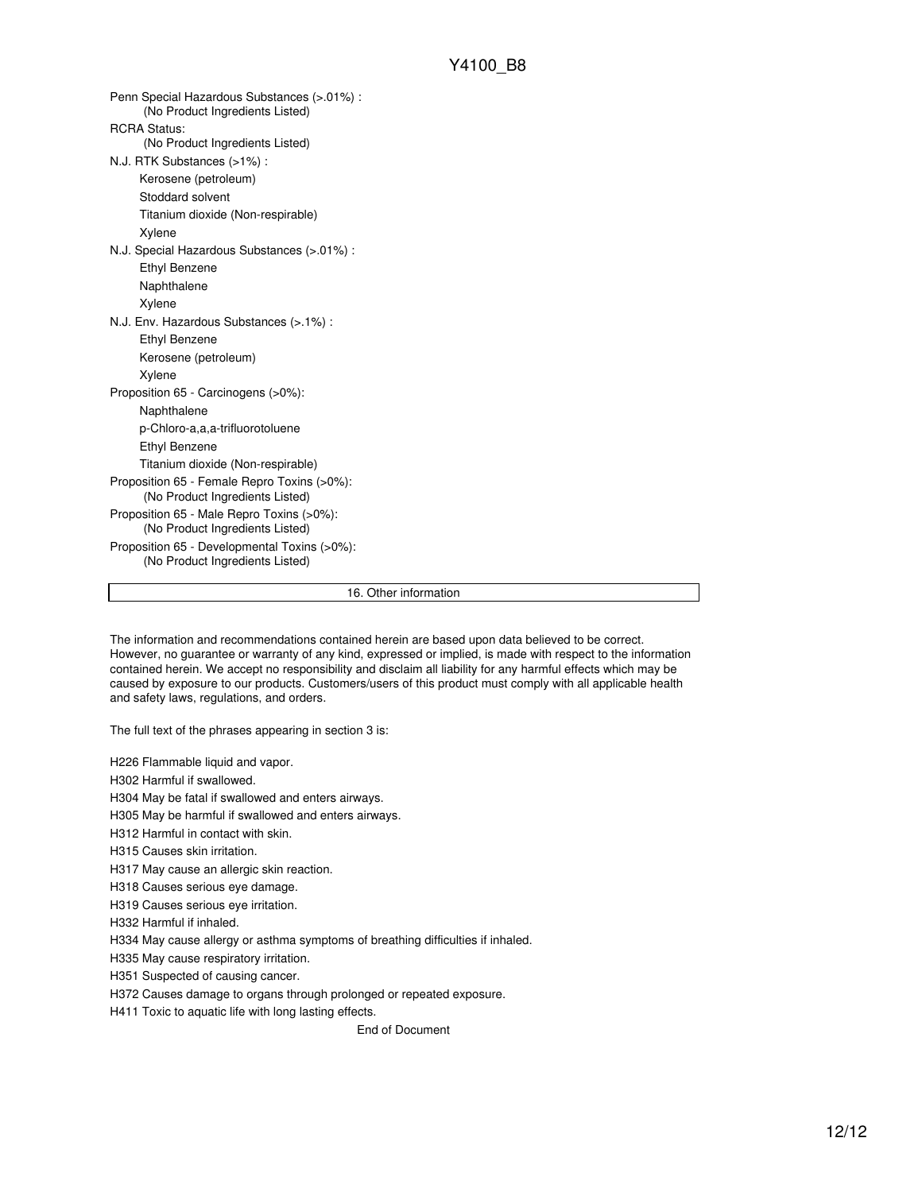Penn Special Hazardous Substances (>.01%) :
- (No Product Ingredients Listed)

RCRA Status:
- (No Product Ingredients Listed)

N.J. RTK Substances (>1%) :
- Kerosene (petroleum)
- Stoddard solvent
- Titanium dioxide (Non-respirable)
- Xylene

N.J. Special Hazardous Substances (>.01%) :
- Ethyl Benzene
- Naphthalene
- Xylene

N.J. Env. Hazardous Substances (>.1%) :
- Ethyl Benzene
- Kerosene (petroleum)
- Xylene

Proposition 65 - Carcinogens (>0%):
- Naphthalene
- p-Chloro-a,a,a-trifluorotoluene
- Ethyl Benzene
- Titanium dioxide (Non-respirable)

Proposition 65 - Female Repro Toxins (>0%):
- (No Product Ingredients Listed)

Proposition 65 - Male Repro Toxins (>0%):
- (No Product Ingredients Listed)

Proposition 65 - Developmental Toxins (>0%):
- (No Product Ingredients Listed)

## 16. Other information

The information and recommendations contained herein are based upon data believed to be correct. However, no guarantee or warranty of any kind, expressed or implied, is made with respect to the information contained herein. We accept no responsibility and disclaim all liability for any harmful effects which may be caused by exposure to our products. Customers/users of this product must comply with all applicable health and safety laws, regulations, and orders.

The full text of the phrases appearing in section 3 is:

H226 Flammable liquid and vapor.

H302 Harmful if swallowed.

H304 May be fatal if swallowed and enters airways.

H305 May be harmful if swallowed and enters airways.

H312 Harmful in contact with skin.

H315 Causes skin irritation.

H317 May cause an allergic skin reaction.

H318 Causes serious eye damage.

H319 Causes serious eye irritation.

H332 Harmful if inhaled.

H334 May cause allergy or asthma symptoms of breathing difficulties if inhaled.

H335 May cause respiratory irritation.

H351 Suspected of causing cancer.

H372 Causes damage to organs through prolonged or repeated exposure.

H411 Toxic to aquatic life with long lasting effects.

End of Document